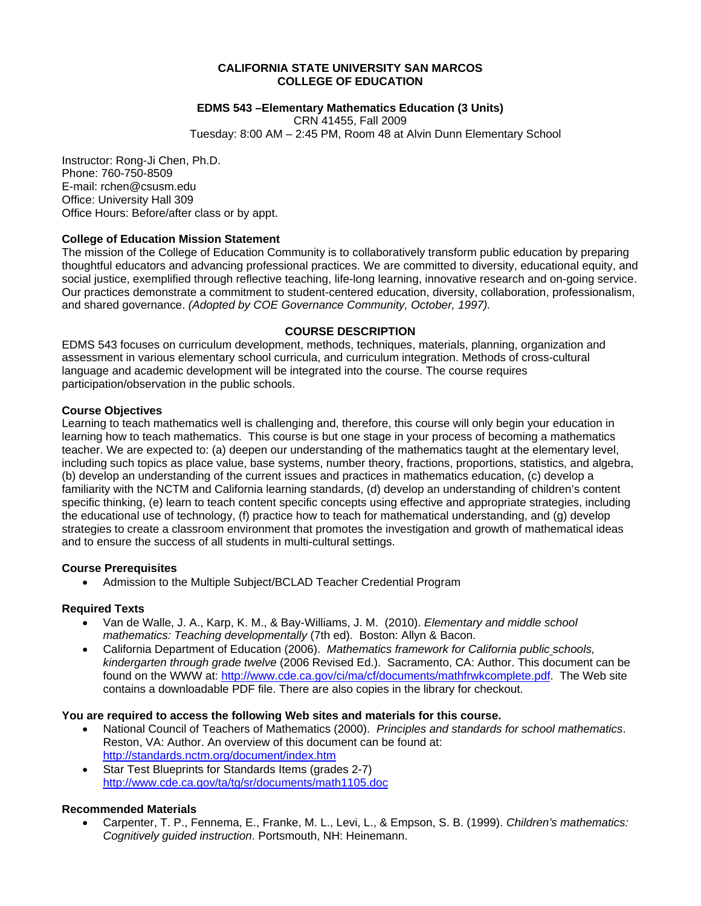**CALIFORNIA STATE UNIVERSITY SAN MARCOS**
**COLLEGE OF EDUCATION**

**EDMS 543 –Elementary Mathematics Education (3 Units)**
CRN 41455, Fall 2009
Tuesday: 8:00 AM – 2:45 PM, Room 48 at Alvin Dunn Elementary School

Instructor: Rong-Ji Chen, Ph.D.
Phone: 760-750-8509
E-mail: rchen@csusm.edu
Office: University Hall 309
Office Hours: Before/after class or by appt.

**College of Education Mission Statement**

The mission of the College of Education Community is to collaboratively transform public education by preparing thoughtful educators and advancing professional practices. We are committed to diversity, educational equity, and social justice, exemplified through reflective teaching, life-long learning, innovative research and on-going service. Our practices demonstrate a commitment to student-centered education, diversity, collaboration, professionalism, and shared governance. *(Adopted by COE Governance Community, October, 1997).*

**COURSE DESCRIPTION**

EDMS 543 focuses on curriculum development, methods, techniques, materials, planning, organization and assessment in various elementary school curricula, and curriculum integration. Methods of cross-cultural language and academic development will be integrated into the course. The course requires participation/observation in the public schools.

**Course Objectives**

Learning to teach mathematics well is challenging and, therefore, this course will only begin your education in learning how to teach mathematics. This course is but one stage in your process of becoming a mathematics teacher. We are expected to: (a) deepen our understanding of the mathematics taught at the elementary level, including such topics as place value, base systems, number theory, fractions, proportions, statistics, and algebra, (b) develop an understanding of the current issues and practices in mathematics education, (c) develop a familiarity with the NCTM and California learning standards, (d) develop an understanding of children's content specific thinking, (e) learn to teach content specific concepts using effective and appropriate strategies, including the educational use of technology, (f) practice how to teach for mathematical understanding, and (g) develop strategies to create a classroom environment that promotes the investigation and growth of mathematical ideas and to ensure the success of all students in multi-cultural settings.

**Course Prerequisites**

- Admission to the Multiple Subject/BCLAD Teacher Credential Program

**Required Texts**

- Van de Walle, J. A., Karp, K. M., & Bay-Williams, J. M. (2010). *Elementary and middle school mathematics: Teaching developmentally* (7th ed). Boston: Allyn & Bacon.
- California Department of Education (2006). *Mathematics framework for California public schools, kindergarten through grade twelve* (2006 Revised Ed.). Sacramento, CA: Author. This document can be found on the WWW at: http://www.cde.ca.gov/ci/ma/cf/documents/mathfrwkcomplete.pdf. The Web site contains a downloadable PDF file. There are also copies in the library for checkout.

**You are required to access the following Web sites and materials for this course.**

- National Council of Teachers of Mathematics (2000). *Principles and standards for school mathematics*. Reston, VA: Author. An overview of this document can be found at: http://standards.nctm.org/document/index.htm
- Star Test Blueprints for Standards Items (grades 2-7) http://www.cde.ca.gov/ta/tg/sr/documents/math1105.doc

**Recommended Materials**

- Carpenter, T. P., Fennema, E., Franke, M. L., Levi, L., & Empson, S. B. (1999). *Children's mathematics: Cognitively guided instruction*. Portsmouth, NH: Heinemann.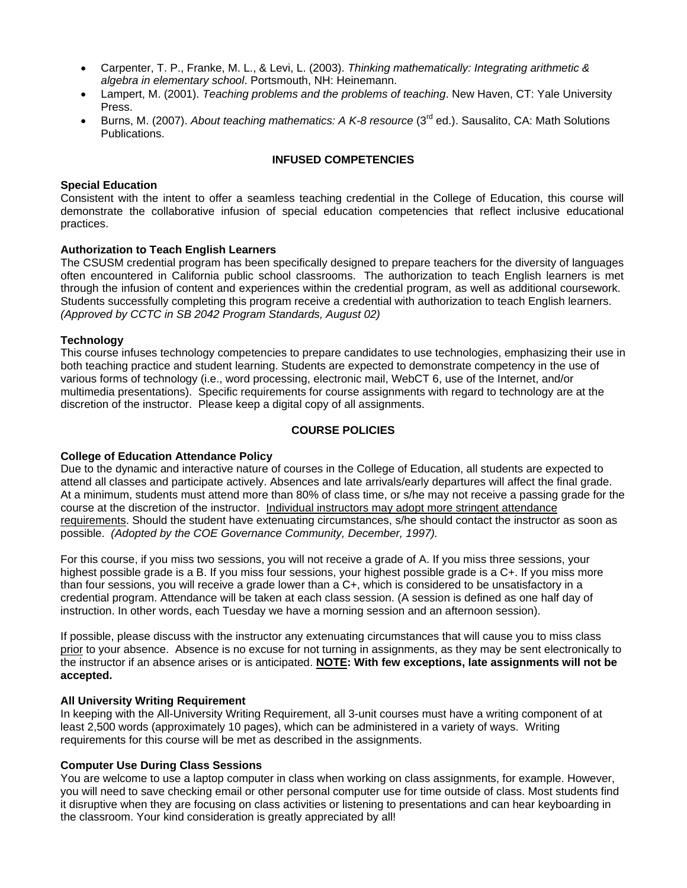- Carpenter, T. P., Franke, M. L., & Levi, L. (2003). *Thinking mathematically: Integrating arithmetic & algebra in elementary school*. Portsmouth, NH: Heinemann.
- Lampert, M. (2001). *Teaching problems and the problems of teaching*. New Haven, CT: Yale University Press.
- Burns, M. (2007). *About teaching mathematics: A K-8 resource* (3rd ed.). Sausalito, CA: Math Solutions Publications.

## INFUSED COMPETENCIES

**Special Education**

Consistent with the intent to offer a seamless teaching credential in the College of Education, this course will demonstrate the collaborative infusion of special education competencies that reflect inclusive educational practices.

**Authorization to Teach English Learners**

The CSUSM credential program has been specifically designed to prepare teachers for the diversity of languages often encountered in California public school classrooms. The authorization to teach English learners is met through the infusion of content and experiences within the credential program, as well as additional coursework. Students successfully completing this program receive a credential with authorization to teach English learners. *(Approved by CCTC in SB 2042 Program Standards, August 02)*

**Technology**

This course infuses technology competencies to prepare candidates to use technologies, emphasizing their use in both teaching practice and student learning. Students are expected to demonstrate competency in the use of various forms of technology (i.e., word processing, electronic mail, WebCT 6, use of the Internet, and/or multimedia presentations). Specific requirements for course assignments with regard to technology are at the discretion of the instructor. Please keep a digital copy of all assignments.

## COURSE POLICIES

**College of Education Attendance Policy**

Due to the dynamic and interactive nature of courses in the College of Education, all students are expected to attend all classes and participate actively. Absences and late arrivals/early departures will affect the final grade. At a minimum, students must attend more than 80% of class time, or s/he may not receive a passing grade for the course at the discretion of the instructor. Individual instructors may adopt more stringent attendance requirements. Should the student have extenuating circumstances, s/he should contact the instructor as soon as possible. *(Adopted by the COE Governance Community, December, 1997).*

For this course, if you miss two sessions, you will not receive a grade of A. If you miss three sessions, your highest possible grade is a B. If you miss four sessions, your highest possible grade is a C+. If you miss more than four sessions, you will receive a grade lower than a C+, which is considered to be unsatisfactory in a credential program. Attendance will be taken at each class session. (A session is defined as one half day of instruction. In other words, each Tuesday we have a morning session and an afternoon session).

If possible, please discuss with the instructor any extenuating circumstances that will cause you to miss class prior to your absence. Absence is no excuse for not turning in assignments, as they may be sent electronically to the instructor if an absence arises or is anticipated. **NOTE: With few exceptions, late assignments will not be accepted.**

**All University Writing Requirement**

In keeping with the All-University Writing Requirement, all 3-unit courses must have a writing component of at least 2,500 words (approximately 10 pages), which can be administered in a variety of ways. Writing requirements for this course will be met as described in the assignments.

**Computer Use During Class Sessions**

You are welcome to use a laptop computer in class when working on class assignments, for example. However, you will need to save checking email or other personal computer use for time outside of class. Most students find it disruptive when they are focusing on class activities or listening to presentations and can hear keyboarding in the classroom. Your kind consideration is greatly appreciated by all!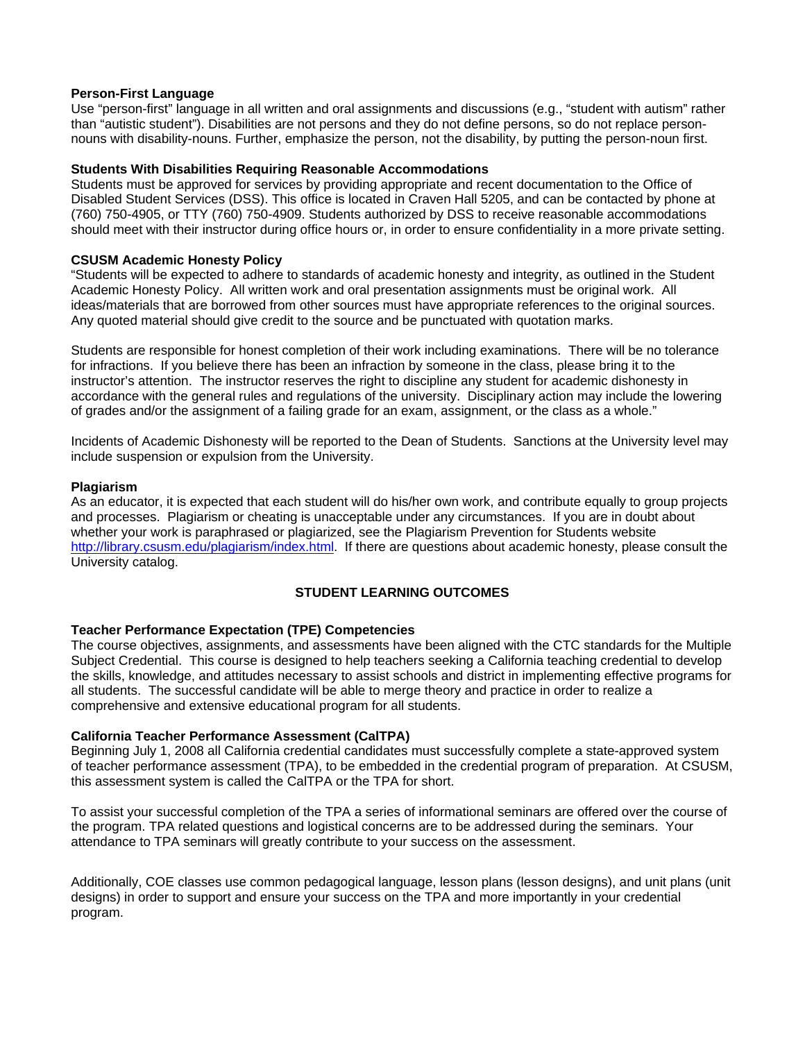**Person-First Language**

Use "person-first" language in all written and oral assignments and discussions (e.g., "student with autism" rather than "autistic student"). Disabilities are not persons and they do not define persons, so do not replace person-nouns with disability-nouns. Further, emphasize the person, not the disability, by putting the person-noun first.

**Students With Disabilities Requiring Reasonable Accommodations**

Students must be approved for services by providing appropriate and recent documentation to the Office of Disabled Student Services (DSS). This office is located in Craven Hall 5205, and can be contacted by phone at (760) 750-4905, or TTY (760) 750-4909. Students authorized by DSS to receive reasonable accommodations should meet with their instructor during office hours or, in order to ensure confidentiality in a more private setting.

**CSUSM Academic Honesty Policy**

"Students will be expected to adhere to standards of academic honesty and integrity, as outlined in the Student Academic Honesty Policy. All written work and oral presentation assignments must be original work. All ideas/materials that are borrowed from other sources must have appropriate references to the original sources. Any quoted material should give credit to the source and be punctuated with quotation marks.

Students are responsible for honest completion of their work including examinations. There will be no tolerance for infractions. If you believe there has been an infraction by someone in the class, please bring it to the instructor's attention. The instructor reserves the right to discipline any student for academic dishonesty in accordance with the general rules and regulations of the university. Disciplinary action may include the lowering of grades and/or the assignment of a failing grade for an exam, assignment, or the class as a whole."

Incidents of Academic Dishonesty will be reported to the Dean of Students. Sanctions at the University level may include suspension or expulsion from the University.

**Plagiarism**

As an educator, it is expected that each student will do his/her own work, and contribute equally to group projects and processes. Plagiarism or cheating is unacceptable under any circumstances. If you are in doubt about whether your work is paraphrased or plagiarized, see the Plagiarism Prevention for Students website http://library.csusm.edu/plagiarism/index.html. If there are questions about academic honesty, please consult the University catalog.

## STUDENT LEARNING OUTCOMES

**Teacher Performance Expectation (TPE) Competencies**

The course objectives, assignments, and assessments have been aligned with the CTC standards for the Multiple Subject Credential. This course is designed to help teachers seeking a California teaching credential to develop the skills, knowledge, and attitudes necessary to assist schools and district in implementing effective programs for all students. The successful candidate will be able to merge theory and practice in order to realize a comprehensive and extensive educational program for all students.

**California Teacher Performance Assessment (CalTPA)**

Beginning July 1, 2008 all California credential candidates must successfully complete a state-approved system of teacher performance assessment (TPA), to be embedded in the credential program of preparation. At CSUSM, this assessment system is called the CalTPA or the TPA for short.

To assist your successful completion of the TPA a series of informational seminars are offered over the course of the program. TPA related questions and logistical concerns are to be addressed during the seminars. Your attendance to TPA seminars will greatly contribute to your success on the assessment.

Additionally, COE classes use common pedagogical language, lesson plans (lesson designs), and unit plans (unit designs) in order to support and ensure your success on the TPA and more importantly in your credential program.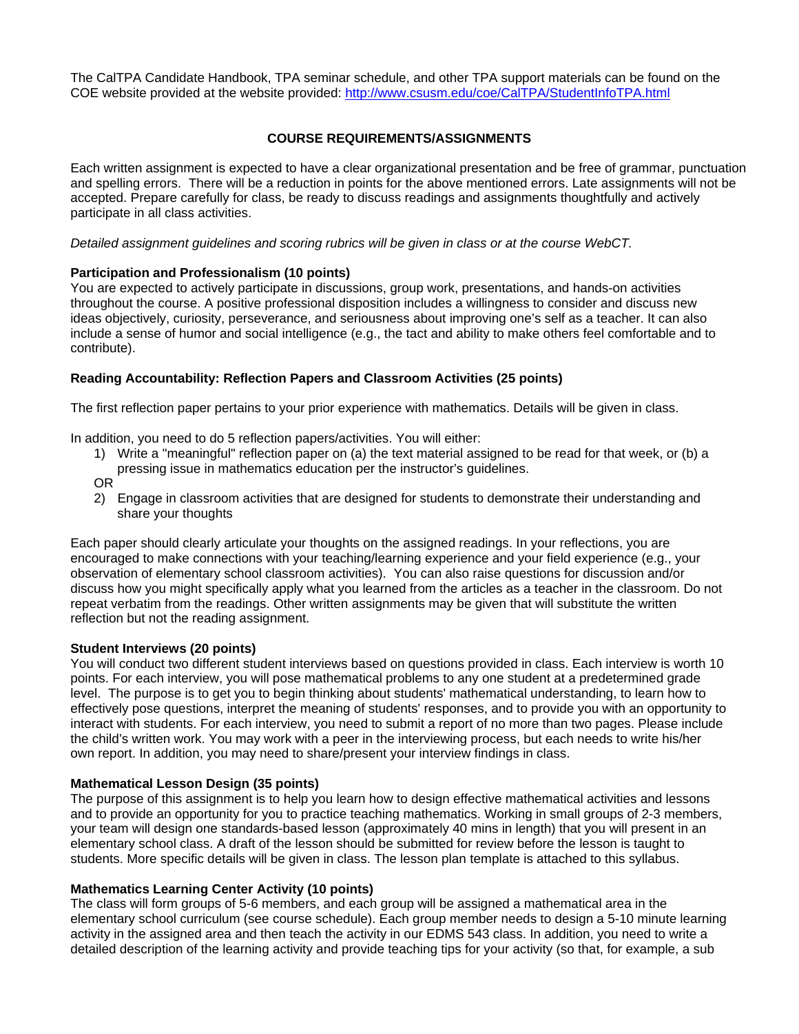The CalTPA Candidate Handbook, TPA seminar schedule, and other TPA support materials can be found on the COE website provided at the website provided: http://www.csusm.edu/coe/CalTPA/StudentInfoTPA.html

## COURSE REQUIREMENTS/ASSIGNMENTS

Each written assignment is expected to have a clear organizational presentation and be free of grammar, punctuation and spelling errors. There will be a reduction in points for the above mentioned errors. Late assignments will not be accepted. Prepare carefully for class, be ready to discuss readings and assignments thoughtfully and actively participate in all class activities.

*Detailed assignment guidelines and scoring rubrics will be given in class or at the course WebCT.*

**Participation and Professionalism (10 points)**
You are expected to actively participate in discussions, group work, presentations, and hands-on activities throughout the course. A positive professional disposition includes a willingness to consider and discuss new ideas objectively, curiosity, perseverance, and seriousness about improving one's self as a teacher. It can also include a sense of humor and social intelligence (e.g., the tact and ability to make others feel comfortable and to contribute).

**Reading Accountability: Reflection Papers and Classroom Activities (25 points)**

The first reflection paper pertains to your prior experience with mathematics. Details will be given in class.

In addition, you need to do 5 reflection papers/activities. You will either:

1) Write a "meaningful" reflection paper on (a) the text material assigned to be read for that week, or (b) a pressing issue in mathematics education per the instructor's guidelines.

OR

2) Engage in classroom activities that are designed for students to demonstrate their understanding and share your thoughts

Each paper should clearly articulate your thoughts on the assigned readings. In your reflections, you are encouraged to make connections with your teaching/learning experience and your field experience (e.g., your observation of elementary school classroom activities). You can also raise questions for discussion and/or discuss how you might specifically apply what you learned from the articles as a teacher in the classroom. Do not repeat verbatim from the readings. Other written assignments may be given that will substitute the written reflection but not the reading assignment.

**Student Interviews (20 points)**
You will conduct two different student interviews based on questions provided in class. Each interview is worth 10 points. For each interview, you will pose mathematical problems to any one student at a predetermined grade level. The purpose is to get you to begin thinking about students' mathematical understanding, to learn how to effectively pose questions, interpret the meaning of students' responses, and to provide you with an opportunity to interact with students. For each interview, you need to submit a report of no more than two pages. Please include the child's written work. You may work with a peer in the interviewing process, but each needs to write his/her own report. In addition, you may need to share/present your interview findings in class.

**Mathematical Lesson Design (35 points)**
The purpose of this assignment is to help you learn how to design effective mathematical activities and lessons and to provide an opportunity for you to practice teaching mathematics. Working in small groups of 2-3 members, your team will design one standards-based lesson (approximately 40 mins in length) that you will present in an elementary school class. A draft of the lesson should be submitted for review before the lesson is taught to students. More specific details will be given in class. The lesson plan template is attached to this syllabus.

**Mathematics Learning Center Activity (10 points)**
The class will form groups of 5-6 members, and each group will be assigned a mathematical area in the elementary school curriculum (see course schedule). Each group member needs to design a 5-10 minute learning activity in the assigned area and then teach the activity in our EDMS 543 class. In addition, you need to write a detailed description of the learning activity and provide teaching tips for your activity (so that, for example, a sub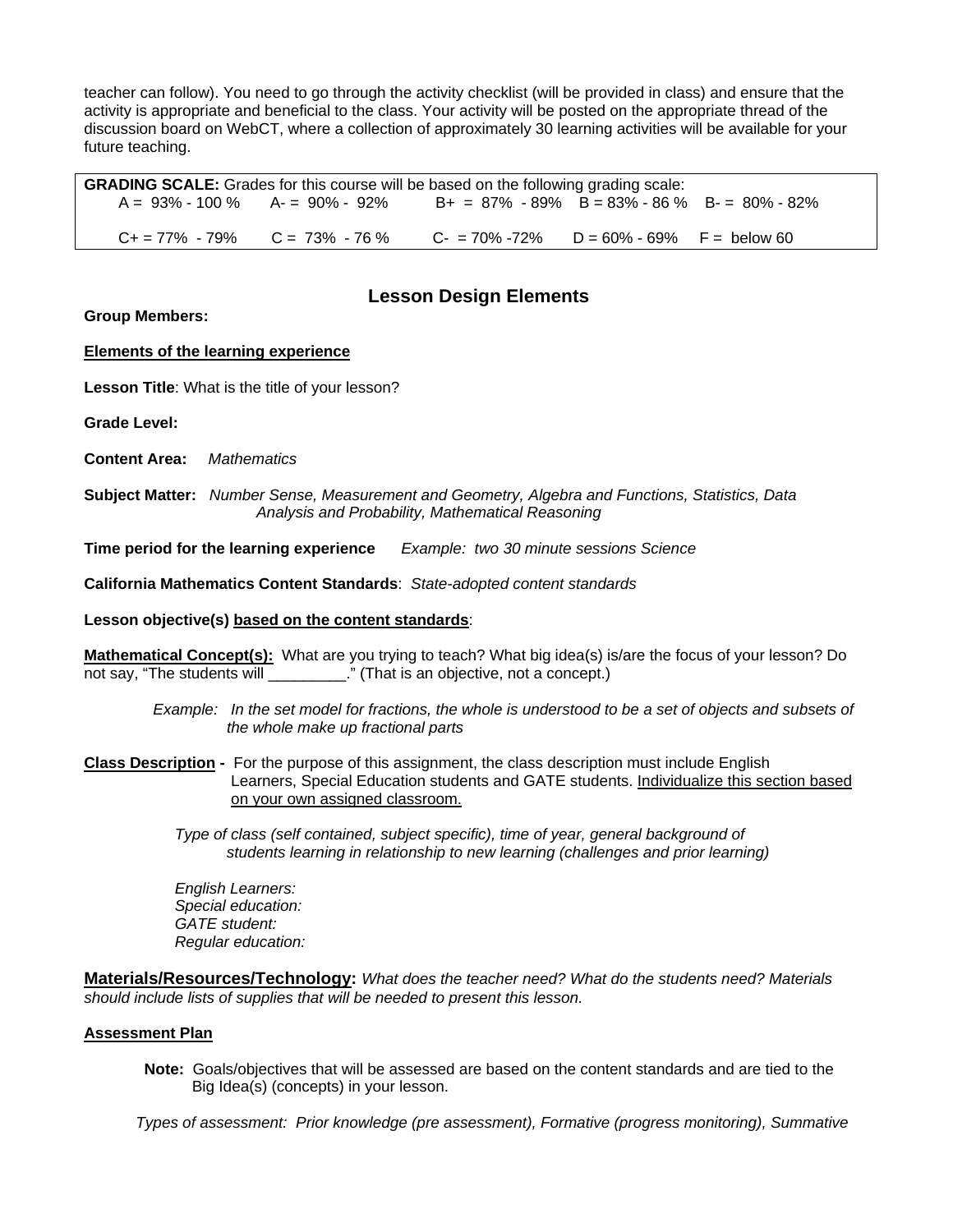teacher can follow). You need to go through the activity checklist (will be provided in class) and ensure that the activity is appropriate and beneficial to the class. Your activity will be posted on the appropriate thread of the discussion board on WebCT, where a collection of approximately 30 learning activities will be available for your future teaching.

**GRADING SCALE:** Grades for this course will be based on the following grading scale:

| | | | | |
|---|---|---|---|---|
| A = 93% - 100 % | A- = 90% - 92% | B+ = 87% - 89% | B = 83% - 86 % | B- = 80% - 82% |
| C+ = 77% - 79% | C = 73% - 76 % | C- = 70% -72% | D = 60% - 69% | F = below 60 |

## Lesson Design Elements

**Group Members:**

**Elements of the learning experience**

**Lesson Title**: What is the title of your lesson?

**Grade Level:**

**Content Area:** *Mathematics*

**Subject Matter:** *Number Sense, Measurement and Geometry, Algebra and Functions, Statistics, Data Analysis and Probability, Mathematical Reasoning*

**Time period for the learning experience** *Example: two 30 minute sessions Science*

**California Mathematics Content Standards**: *State-adopted content standards*

**Lesson objective(s) based on the content standards**:

**Mathematical Concept(s):** What are you trying to teach? What big idea(s) is/are the focus of your lesson? Do not say, "The students will _________." (That is an objective, not a concept.)

> *Example: In the set model for fractions, the whole is understood to be a set of objects and subsets of the whole make up fractional parts*

**Class Description -** For the purpose of this assignment, the class description must include English Learners, Special Education students and GATE students. Individualize this section based on your own assigned classroom.

> *Type of class (self contained, subject specific), time of year, general background of students learning in relationship to new learning (challenges and prior learning)*
>
> *English Learners:*
> *Special education:*
> *GATE student:*
> *Regular education:*

**Materials/Resources/Technology:** *What does the teacher need? What do the students need? Materials should include lists of supplies that will be needed to present this lesson.*

**Assessment Plan**

> **Note:** Goals/objectives that will be assessed are based on the content standards and are tied to the Big Idea(s) (concepts) in your lesson.

*Types of assessment: Prior knowledge (pre assessment), Formative (progress monitoring), Summative*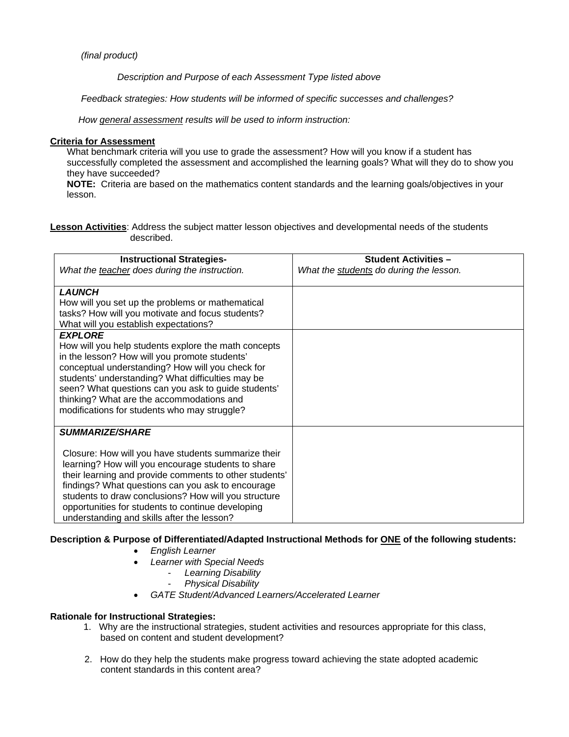*(final product)*

*Description and Purpose of each Assessment Type listed above*

*Feedback strategies: How students will be informed of specific successes and challenges?*

*How general assessment results will be used to inform instruction:*

**Criteria for Assessment**

What benchmark criteria will you use to grade the assessment? How will you know if a student has successfully completed the assessment and accomplished the learning goals? What will they do to show you they have succeeded?

**NOTE:** Criteria are based on the mathematics content standards and the learning goals/objectives in your lesson.

**Lesson Activities**: Address the subject matter lesson objectives and developmental needs of the students described.

| **Instructional Strategies-**<br>*What the teacher does during the instruction.* | **Student Activities –**<br>*What the students do during the lesson.* |
| --- | --- |
| ***LAUNCH***<br>How will you set up the problems or mathematical tasks? How will you motivate and focus students? What will you establish expectations? | |
| ***EXPLORE***<br>How will you help students explore the math concepts in the lesson? How will you promote students' conceptual understanding? How will you check for students' understanding? What difficulties may be seen? What questions can you ask to guide students' thinking? What are the accommodations and modifications for students who may struggle? | |
| ***SUMMARIZE/SHARE***<br><br>Closure: How will you have students summarize their learning? How will you encourage students to share their learning and provide comments to other students' findings? What questions can you ask to encourage students to draw conclusions? How will you structure opportunities for students to continue developing understanding and skills after the lesson? | |

**Description & Purpose of Differentiated/Adapted Instructional Methods for ONE of the following students:**

- *English Learner*
- *Learner with Special Needs*
  - *Learning Disability*
  - *Physical Disability*
- *GATE Student/Advanced Learners/Accelerated Learner*

**Rationale for Instructional Strategies:**

1. Why are the instructional strategies, student activities and resources appropriate for this class, based on content and student development?
2. How do they help the students make progress toward achieving the state adopted academic content standards in this content area?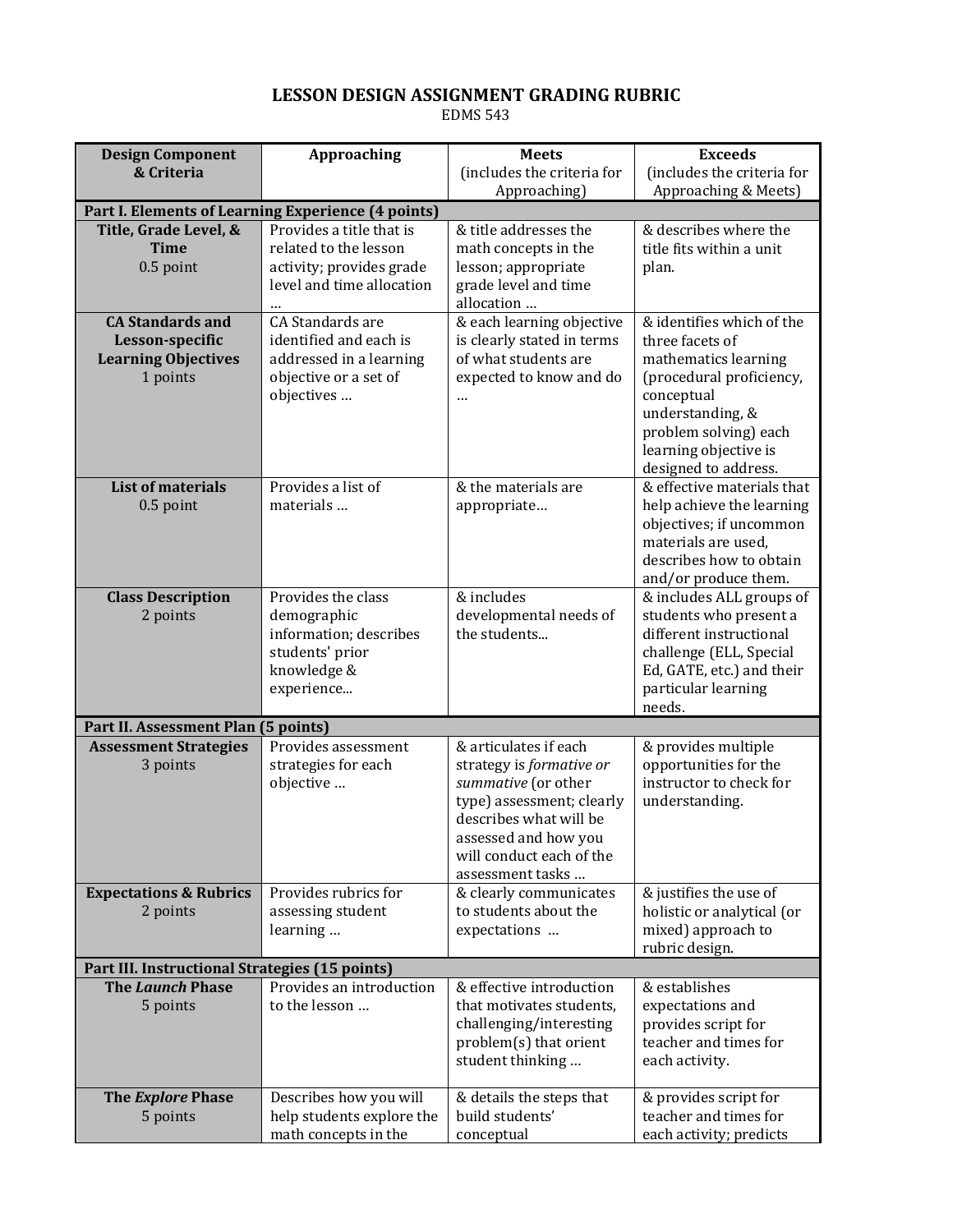# LESSON DESIGN ASSIGNMENT GRADING RUBRIC

EDMS 543

| Design Component & Criteria | Approaching | Meets (includes the criteria for Approaching) | Exceeds (includes the criteria for Approaching & Meets) |
|---|---|---|---|
| **Part I. Elements of Learning Experience (4 points)** | | | |
| **Title, Grade Level, & Time** 0.5 point | Provides a title that is related to the lesson activity; provides grade level and time allocation … | & title addresses the math concepts in the lesson; appropriate grade level and time allocation … | & describes where the title fits within a unit plan. |
| **CA Standards and Lesson-specific Learning Objectives** 1 points | CA Standards are identified and each is addressed in a learning objective or a set of objectives … | & each learning objective is clearly stated in terms of what students are expected to know and do … | & identifies which of the three facets of mathematics learning (procedural proficiency, conceptual understanding, & problem solving) each learning objective is designed to address. |
| **List of materials** 0.5 point | Provides a list of materials … | & the materials are appropriate… | & effective materials that help achieve the learning objectives; if uncommon materials are used, describes how to obtain and/or produce them. |
| **Class Description** 2 points | Provides the class demographic information; describes students' prior knowledge & experience... | & includes developmental needs of the students... | & includes ALL groups of students who present a different instructional challenge (ELL, Special Ed, GATE, etc.) and their particular learning needs. |
| **Part II. Assessment Plan (5 points)** | | | |
| **Assessment Strategies** 3 points | Provides assessment strategies for each objective … | & articulates if each strategy is *formative or summative* (or other type) assessment; clearly describes what will be assessed and how you will conduct each of the assessment tasks … | & provides multiple opportunities for the instructor to check for understanding. |
| **Expectations & Rubrics** 2 points | Provides rubrics for assessing student learning … | & clearly communicates to students about the expectations … | & justifies the use of holistic or analytical (or mixed) approach to rubric design. |
| **Part III. Instructional Strategies (15 points)** | | | |
| **The *Launch* Phase** 5 points | Provides an introduction to the lesson … | & effective introduction that motivates students, challenging/interesting problem(s) that orient student thinking … | & establishes expectations and provides script for teacher and times for each activity. |
| **The *Explore* Phase** 5 points | Describes how you will help students explore the math concepts in the | & details the steps that build students' conceptual | & provides script for teacher and times for each activity; predicts |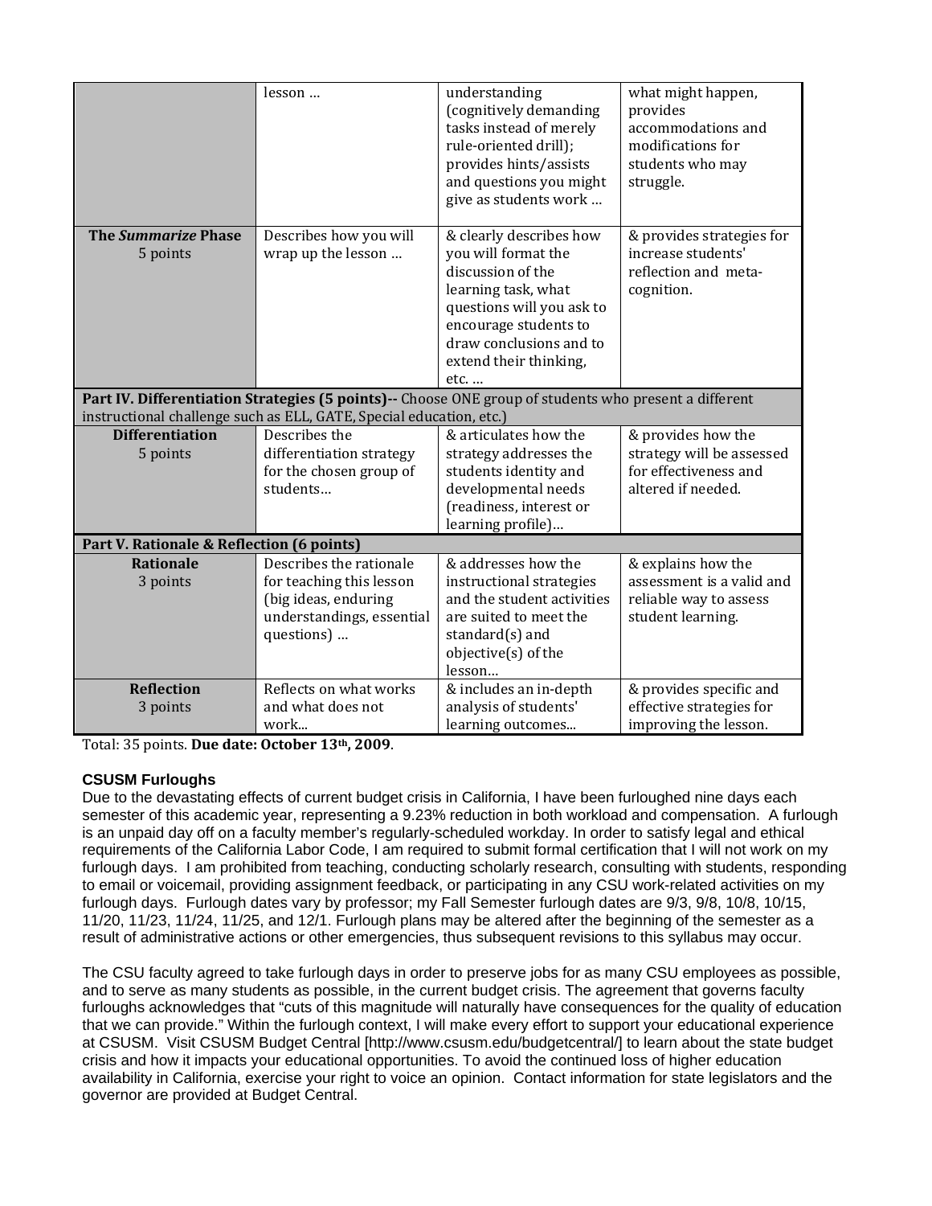| | | | |
|---|---|---|---|
| | lesson … | understanding (cognitively demanding tasks instead of merely rule-oriented drill); provides hints/assists and questions you might give as students work … | what might happen, provides accommodations and modifications for students who may struggle. |
| **The *Summarize* Phase** 5 points | Describes how you will wrap up the lesson … | & clearly describes how you will format the discussion of the learning task, what questions will you ask to encourage students to draw conclusions and to extend their thinking, etc. … | & provides strategies for increase students' reflection and meta-cognition. |
| **Part IV. Differentiation Strategies (5 points)--** Choose ONE group of students who present a different instructional challenge such as ELL, GATE, Special education, etc.) | | | |
| **Differentiation** 5 points | Describes the differentiation strategy for the chosen group of students… | & articulates how the strategy addresses the students identity and developmental needs (readiness, interest or learning profile)… | & provides how the strategy will be assessed for effectiveness and altered if needed. |
| **Part V. Rationale & Reflection (6 points)** | | | |
| **Rationale** 3 points | Describes the rationale for teaching this lesson (big ideas, enduring understandings, essential questions) … | & addresses how the instructional strategies and the student activities are suited to meet the standard(s) and objective(s) of the lesson… | & explains how the assessment is a valid and reliable way to assess student learning. |
| **Reflection** 3 points | Reflects on what works and what does not work... | & includes an in-depth analysis of students' learning outcomes... | & provides specific and effective strategies for improving the lesson. |

Total: 35 points. **Due date: October 13th, 2009**.

**CSUSM Furloughs**

Due to the devastating effects of current budget crisis in California, I have been furloughed nine days each semester of this academic year, representing a 9.23% reduction in both workload and compensation. A furlough is an unpaid day off on a faculty member's regularly-scheduled workday. In order to satisfy legal and ethical requirements of the California Labor Code, I am required to submit formal certification that I will not work on my furlough days. I am prohibited from teaching, conducting scholarly research, consulting with students, responding to email or voicemail, providing assignment feedback, or participating in any CSU work-related activities on my furlough days. Furlough dates vary by professor; my Fall Semester furlough dates are 9/3, 9/8, 10/8, 10/15, 11/20, 11/23, 11/24, 11/25, and 12/1. Furlough plans may be altered after the beginning of the semester as a result of administrative actions or other emergencies, thus subsequent revisions to this syllabus may occur.

The CSU faculty agreed to take furlough days in order to preserve jobs for as many CSU employees as possible, and to serve as many students as possible, in the current budget crisis. The agreement that governs faculty furloughs acknowledges that "cuts of this magnitude will naturally have consequences for the quality of education that we can provide." Within the furlough context, I will make every effort to support your educational experience at CSUSM. Visit CSUSM Budget Central [http://www.csusm.edu/budgetcentral/] to learn about the state budget crisis and how it impacts your educational opportunities. To avoid the continued loss of higher education availability in California, exercise your right to voice an opinion. Contact information for state legislators and the governor are provided at Budget Central.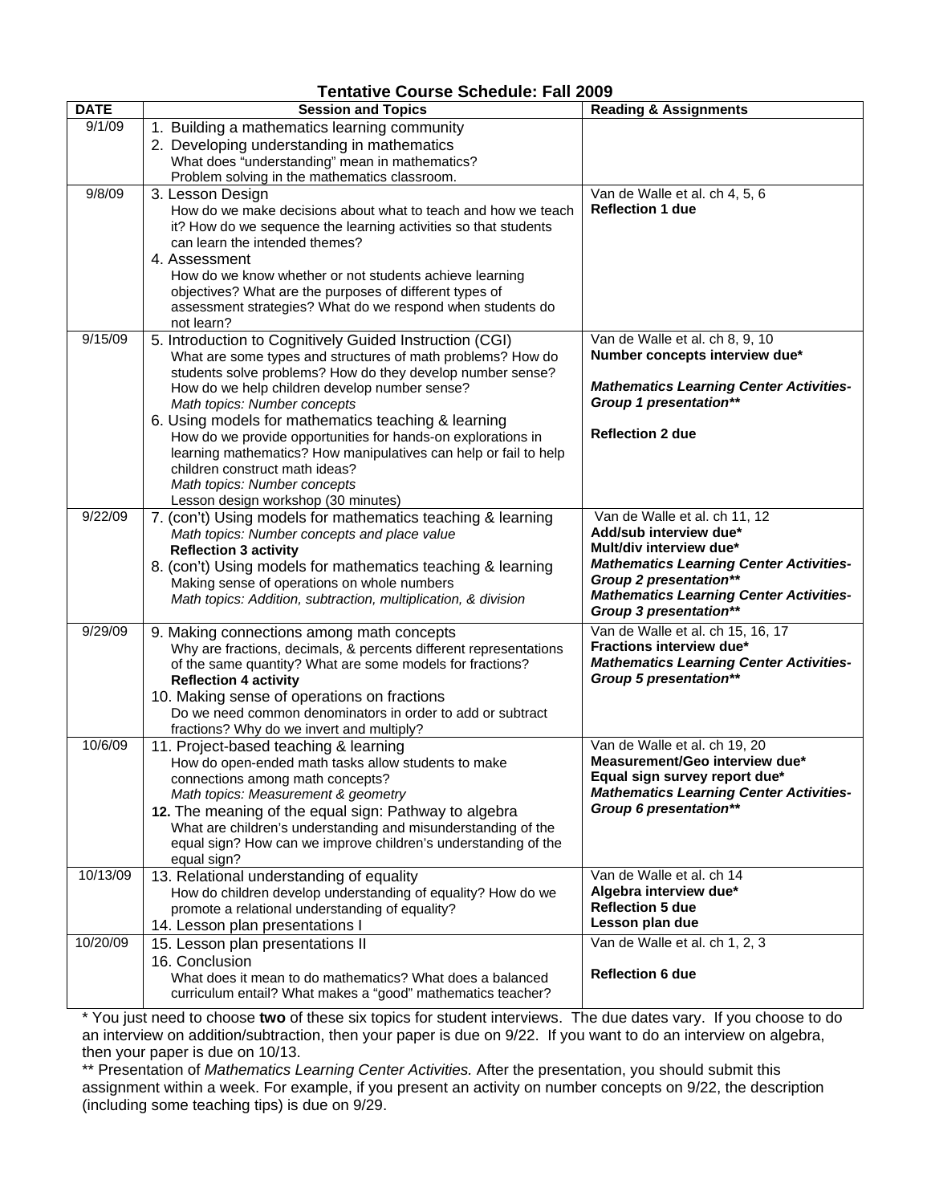## Tentative Course Schedule: Fall 2009

| DATE | Session and Topics | Reading & Assignments |
| --- | --- | --- |
| 9/1/09 | 1. Building a mathematics learning community<br>2. Developing understanding in mathematics<br>What does "understanding" mean in mathematics?<br>Problem solving in the mathematics classroom. | |
| 9/8/09 | 3. Lesson Design<br>How do we make decisions about what to teach and how we teach it? How do we sequence the learning activities so that students can learn the intended themes?<br>4. Assessment<br>How do we know whether or not students achieve learning objectives? What are the purposes of different types of assessment strategies? What do we respond when students do not learn? | Van de Walle et al. ch 4, 5, 6<br>**Reflection 1 due** |
| 9/15/09 | 5. Introduction to Cognitively Guided Instruction (CGI)<br>What are some types and structures of math problems? How do students solve problems? How do they develop number sense? How do we help children develop number sense?<br>*Math topics: Number concepts*<br>6. Using models for mathematics teaching & learning<br>How do we provide opportunities for hands-on explorations in learning mathematics? How manipulatives can help or fail to help children construct math ideas?<br>*Math topics: Number concepts*<br>Lesson design workshop (30 minutes) | Van de Walle et al. ch 8, 9, 10<br>**Number concepts interview due***<br>***Mathematics Learning Center Activities-Group 1 presentation*****<br>**Reflection 2 due** |
| 9/22/09 | 7. (con't) Using models for mathematics teaching & learning<br>*Math topics: Number concepts and place value*<br>**Reflection 3 activity**<br>8. (con't) Using models for mathematics teaching & learning<br>Making sense of operations on whole numbers<br>*Math topics: Addition, subtraction, multiplication, & division* | Van de Walle et al. ch 11, 12<br>**Add/sub interview due***<br>**Mult/div interview due***<br>***Mathematics Learning Center Activities-Group 2 presentation*****<br>***Mathematics Learning Center Activities-Group 3 presentation***** |
| 9/29/09 | 9. Making connections among math concepts<br>Why are fractions, decimals, & percents different representations of the same quantity? What are some models for fractions?<br>**Reflection 4 activity**<br>10. Making sense of operations on fractions<br>Do we need common denominators in order to add or subtract fractions? Why do we invert and multiply? | Van de Walle et al. ch 15, 16, 17<br>**Fractions interview due***<br>***Mathematics Learning Center Activities-Group 5 presentation***** |
| 10/6/09 | 11. Project-based teaching & learning<br>How do open-ended math tasks allow students to make connections among math concepts?<br>*Math topics: Measurement & geometry*<br>**12.** The meaning of the equal sign: Pathway to algebra<br>What are children's understanding and misunderstanding of the equal sign? How can we improve children's understanding of the equal sign? | Van de Walle et al. ch 19, 20<br>**Measurement/Geo interview due***<br>**Equal sign survey report due***<br>***Mathematics Learning Center Activities-Group 6 presentation***** |
| 10/13/09 | 13. Relational understanding of equality<br>How do children develop understanding of equality? How do we promote a relational understanding of equality?<br>14. Lesson plan presentations I | Van de Walle et al. ch 14<br>**Algebra interview due***<br>**Reflection 5 due**<br>**Lesson plan due** |
| 10/20/09 | 15. Lesson plan presentations II<br>16. Conclusion<br>What does it mean to do mathematics? What does a balanced curriculum entail? What makes a "good" mathematics teacher? | Van de Walle et al. ch 1, 2, 3<br>**Reflection 6 due** |

* You just need to choose **two** of these six topics for student interviews. The due dates vary. If you choose to do an interview on addition/subtraction, then your paper is due on 9/22. If you want to do an interview on algebra, then your paper is due on 10/13.

** Presentation of *Mathematics Learning Center Activities.* After the presentation, you should submit this assignment within a week. For example, if you present an activity on number concepts on 9/22, the description (including some teaching tips) is due on 9/29.